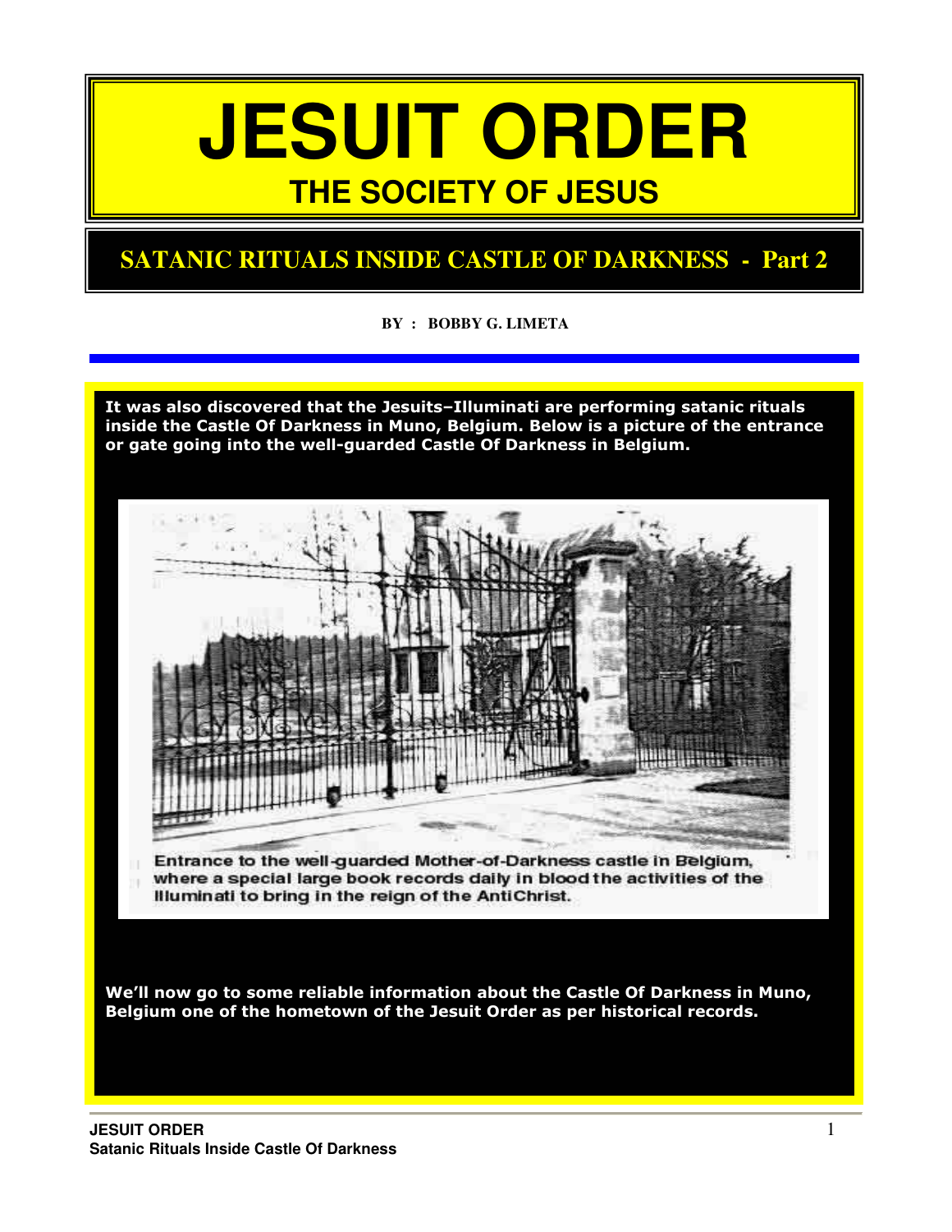# JESUIT ORDER

## THE SOCIETY OF JESUS

## SATANIC RITUALS INSIDE CASTLE OF DARKNESS - Part 2

**BY : BOBBY G. LIMETA**

**It was also discovered that the Jesuits–Illuminati are performing satanic rituals inside the Castle Of Darkness in Muno, Belgium. Below is a picture of the entrance or gate going into the well-guarded Castle Of Darkness in Belgium.**

Entrance to the well-guarded Mother-of-Darkness castle in Belgium, where a special large book records daily in blood the activities of the Illuminati to bring in the reign of the AntiChrist.

**We'll now go to some reliable information about the Castle Of Darkness in Muno, Belgium one of the hometown of the Jesuit Order as per historical records.**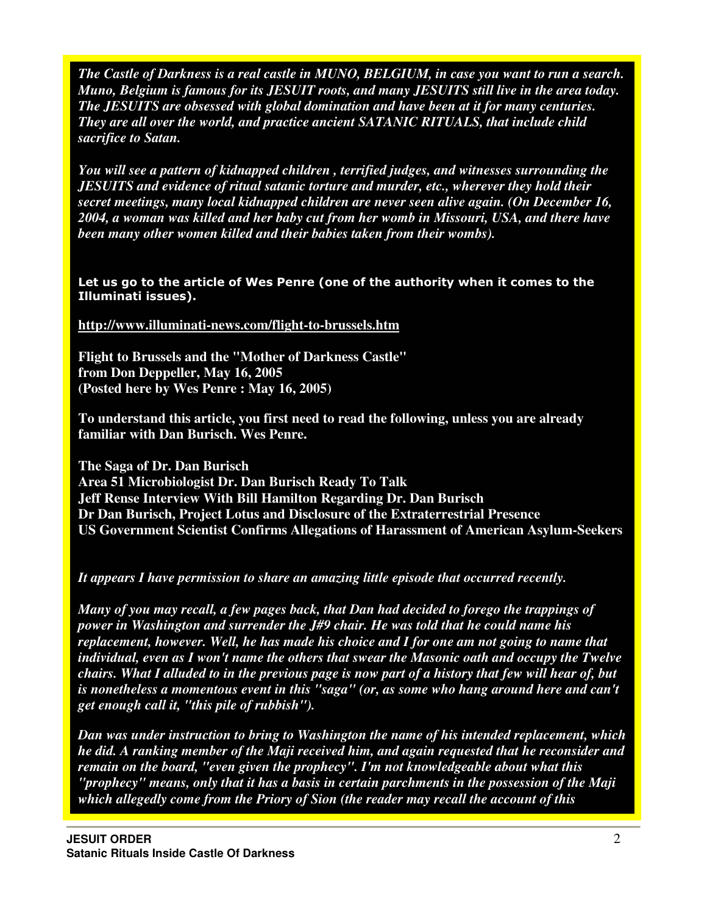*The Castle of Darkness is a real castle in MUNO, BELGIUM, in case you want to run a search. Muno, Belgium is famous for its JESUIT roots, and many JESUITS still live in the area today. The JESUITS are obsessed with global domination and have been at it for many centuries. They are all over the world, and practice ancient SATANIC RITUALS, that include child sacrifice to Satan.*

*You will see a pattern of kidnapped children , terrified judges, and witnesses surrounding the JESUITS and evidence of ritual satanic torture and murder, etc., wherever they hold their secret meetings, many local kidnapped children are never seen alive again. (On December 16, 2004, a woman was killed and her baby cut from her womb in Missouri, USA, and there have been many other women killed and their babies taken from their wombs).*

**Let us go to the article of Wes Penre (one of the authority when it comes to the Illuminati issues).**

**http://www.illuminati-news.com/flight-to-brussels.htm**

**Flight to Brussels and the "Mother of Darkness Castle"**
**from Don Deppeller, May 16, 2005**
**(Posted here by Wes Penre : May 16, 2005)**

**To understand this article, you first need to read the following, unless you are already familiar with Dan Burisch. Wes Penre.**

**The Saga of Dr. Dan Burisch**
**Area 51 Microbiologist Dr. Dan Burisch Ready To Talk**
**Jeff Rense Interview With Bill Hamilton Regarding Dr. Dan Burisch**
**Dr Dan Burisch, Project Lotus and Disclosure of the Extraterrestrial Presence**
**US Government Scientist Confirms Allegations of Harassment of American Asylum-Seekers**

*It appears I have permission to share an amazing little episode that occurred recently.*

*Many of you may recall, a few pages back, that Dan had decided to forego the trappings of power in Washington and surrender the J#9 chair. He was told that he could name his replacement, however. Well, he has made his choice and I for one am not going to name that individual, even as I won't name the others that swear the Masonic oath and occupy the Twelve chairs. What I alluded to in the previous page is now part of a history that few will hear of, but is nonetheless a momentous event in this "saga" (or, as some who hang around here and can't get enough call it, "this pile of rubbish").*

*Dan was under instruction to bring to Washington the name of his intended replacement, which he did. A ranking member of the Maji received him, and again requested that he reconsider and remain on the board, "even given the prophecy". I'm not knowledgeable about what this "prophecy" means, only that it has a basis in certain parchments in the possession of the Maji which allegedly come from the Priory of Sion (the reader may recall the account of this*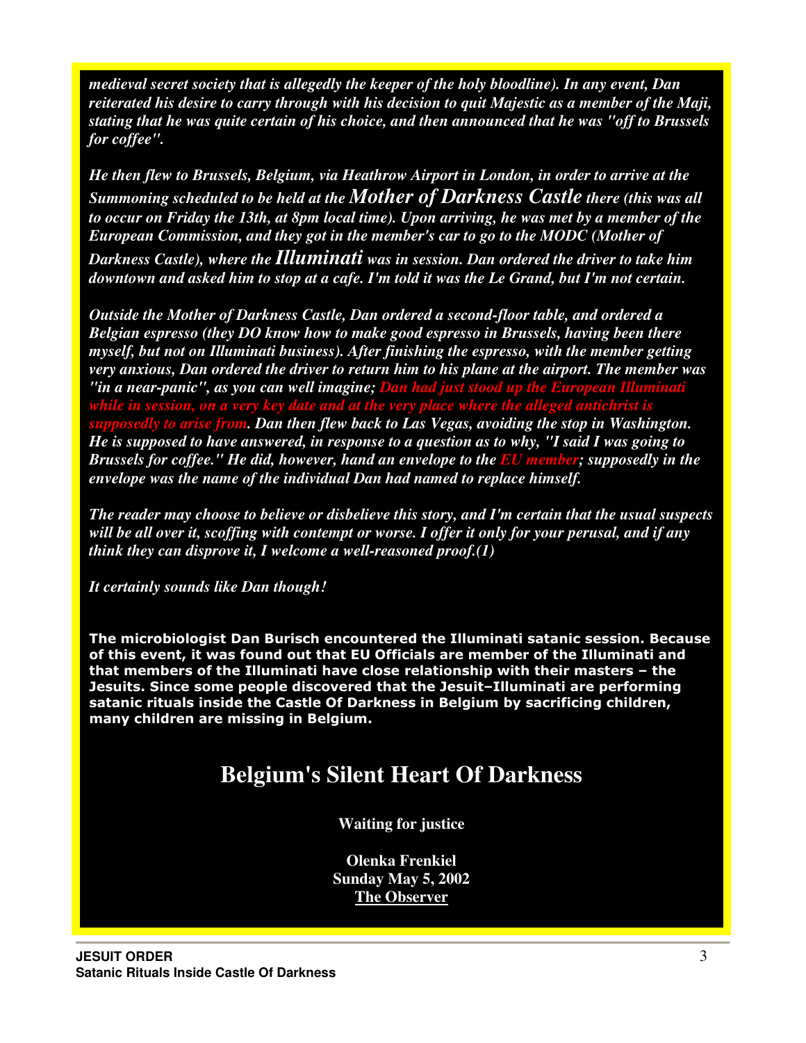*medieval secret society that is allegedly the keeper of the holy bloodline). In any event, Dan reiterated his desire to carry through with his decision to quit Majestic as a member of the Maji, stating that he was quite certain of his choice, and then announced that he was "off to Brussels for coffee".*

*He then flew to Brussels, Belgium, via Heathrow Airport in London, in order to arrive at the Summoning scheduled to be held at the **Mother of Darkness Castle** there (this was all to occur on Friday the 13th, at 8pm local time). Upon arriving, he was met by a member of the European Commission, and they got in the member's car to go to the MODC (Mother of Darkness Castle), where the **Illuminati** was in session. Dan ordered the driver to take him downtown and asked him to stop at a cafe. I'm told it was the Le Grand, but I'm not certain.*

*Outside the Mother of Darkness Castle, Dan ordered a second-floor table, and ordered a Belgian espresso (they DO know how to make good espresso in Brussels, having been there myself, but not on Illuminati business). After finishing the espresso, with the member getting very anxious, Dan ordered the driver to return him to his plane at the airport. The member was "in a near-panic", as you can well imagine; Dan had just stood up the European Illuminati while in session, on a very key date and at the very place where the alleged antichrist is supposedly to arise from. Dan then flew back to Las Vegas, avoiding the stop in Washington. He is supposed to have answered, in response to a question as to why, "I said I was going to Brussels for coffee." He did, however, hand an envelope to the EU member; supposedly in the envelope was the name of the individual Dan had named to replace himself.*

*The reader may choose to believe or disbelieve this story, and I'm certain that the usual suspects will be all over it, scoffing with contempt or worse. I offer it only for your perusal, and if any think they can disprove it, I welcome a well-reasoned proof.(1)*

*It certainly sounds like Dan though!*

**The microbiologist Dan Burisch encountered the Illuminati satanic session. Because of this event, it was found out that EU Officials are member of the Illuminati and that members of the Illuminati have close relationship with their masters – the Jesuits. Since some people discovered that the Jesuit–Illuminati are performing satanic rituals inside the Castle Of Darkness in Belgium by sacrificing children, many children are missing in Belgium.**

# Belgium's Silent Heart Of Darkness

**Waiting for justice**

**Olenka Frenkiel**
**Sunday May 5, 2002**
**The Observer**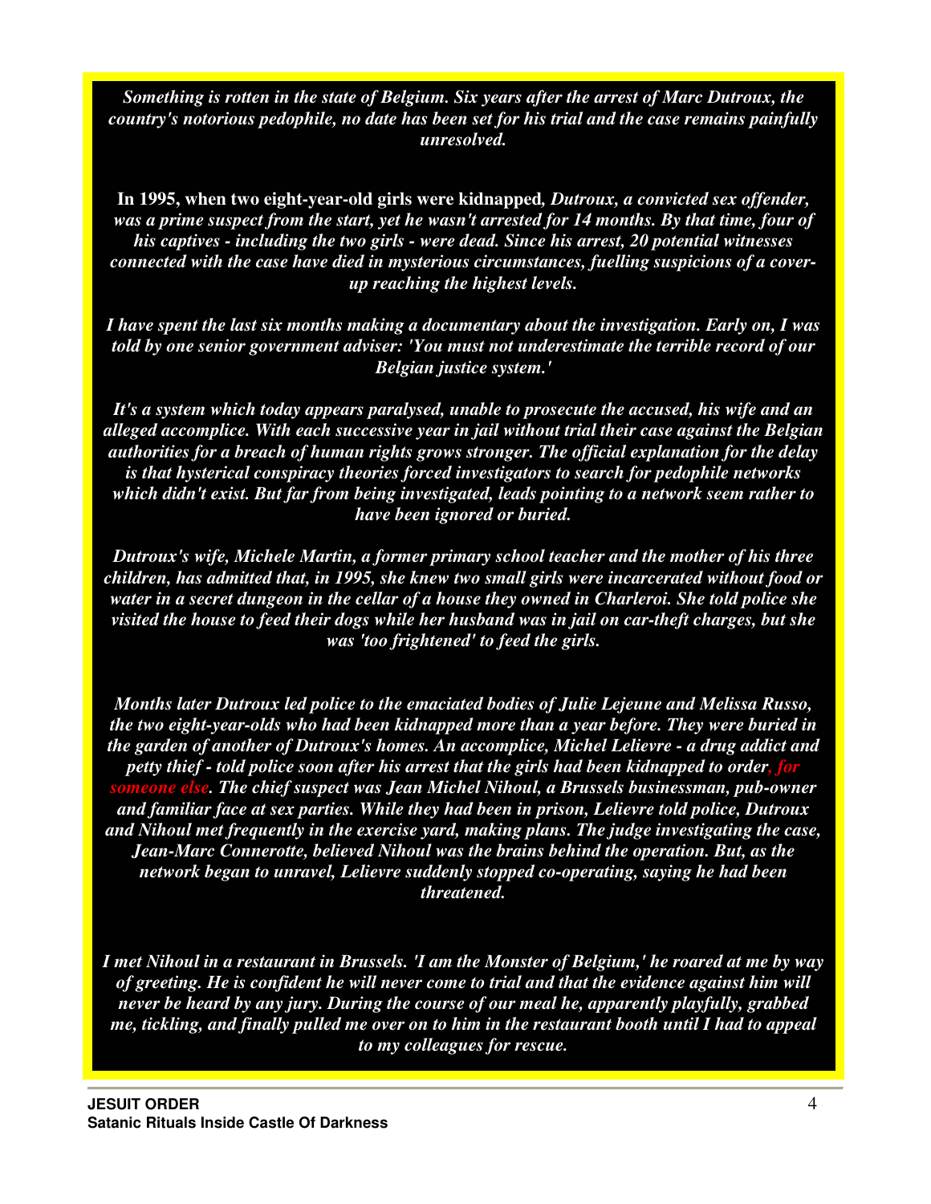*Something is rotten in the state of Belgium. Six years after the arrest of Marc Dutroux, the country's notorious pedophile, no date has been set for his trial and the case remains painfully unresolved.*

**In 1995, when two eight-year-old girls were kidnapped*, Dutroux, a convicted sex offender, was a prime suspect from the start, yet he wasn't arrested for 14 months. By that time, four of his captives - including the two girls - were dead. Since his arrest, 20 potential witnesses connected with the case have died in mysterious circumstances, fuelling suspicions of a cover-up reaching the highest levels.*

*I have spent the last six months making a documentary about the investigation. Early on, I was told by one senior government adviser: 'You must not underestimate the terrible record of our Belgian justice system.'*

*It's a system which today appears paralysed, unable to prosecute the accused, his wife and an alleged accomplice. With each successive year in jail without trial their case against the Belgian authorities for a breach of human rights grows stronger. The official explanation for the delay is that hysterical conspiracy theories forced investigators to search for pedophile networks which didn't exist. But far from being investigated, leads pointing to a network seem rather to have been ignored or buried.*

*Dutroux's wife, Michele Martin, a former primary school teacher and the mother of his three children, has admitted that, in 1995, she knew two small girls were incarcerated without food or water in a secret dungeon in the cellar of a house they owned in Charleroi. She told police she visited the house to feed their dogs while her husband was in jail on car-theft charges, but she was 'too frightened' to feed the girls.*

*Months later Dutroux led police to the emaciated bodies of Julie Lejeune and Melissa Russo, the two eight-year-olds who had been kidnapped more than a year before. They were buried in the garden of another of Dutroux's homes. An accomplice, Michel Lelievre - a drug addict and petty thief - told police soon after his arrest that the girls had been kidnapped to order, for someone else. The chief suspect was Jean Michel Nihoul, a Brussels businessman, pub-owner and familiar face at sex parties. While they had been in prison, Lelievre told police, Dutroux and Nihoul met frequently in the exercise yard, making plans. The judge investigating the case, Jean-Marc Connerotte, believed Nihoul was the brains behind the operation. But, as the network began to unravel, Lelievre suddenly stopped co-operating, saying he had been threatened.*

*I met Nihoul in a restaurant in Brussels. 'I am the Monster of Belgium,' he roared at me by way of greeting. He is confident he will never come to trial and that the evidence against him will never be heard by any jury. During the course of our meal he, apparently playfully, grabbed me, tickling, and finally pulled me over on to him in the restaurant booth until I had to appeal to my colleagues for rescue.*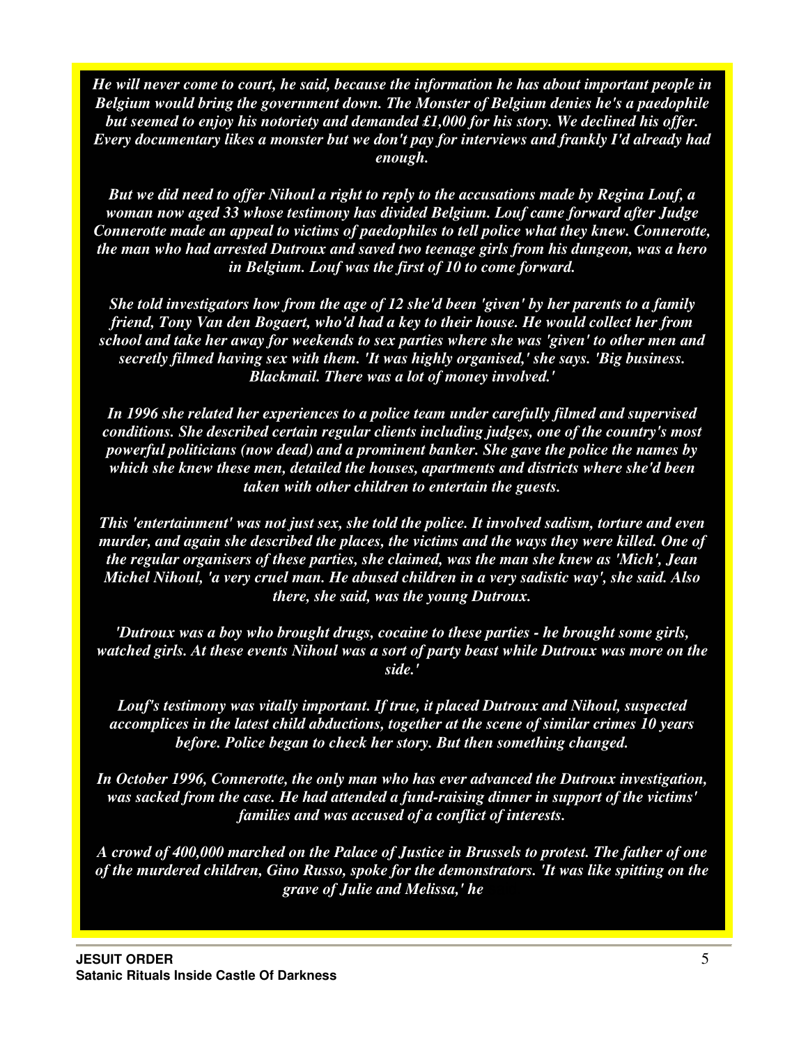*He will never come to court, he said, because the information he has about important people in Belgium would bring the government down. The Monster of Belgium denies he's a paedophile but seemed to enjoy his notoriety and demanded £1,000 for his story. We declined his offer. Every documentary likes a monster but we don't pay for interviews and frankly I'd already had enough.*

*But we did need to offer Nihoul a right to reply to the accusations made by Regina Louf, a woman now aged 33 whose testimony has divided Belgium. Louf came forward after Judge Connerotte made an appeal to victims of paedophiles to tell police what they knew. Connerotte, the man who had arrested Dutroux and saved two teenage girls from his dungeon, was a hero in Belgium. Louf was the first of 10 to come forward.*

*She told investigators how from the age of 12 she'd been 'given' by her parents to a family friend, Tony Van den Bogaert, who'd had a key to their house. He would collect her from school and take her away for weekends to sex parties where she was 'given' to other men and secretly filmed having sex with them. 'It was highly organised,' she says. 'Big business. Blackmail. There was a lot of money involved.'*

*In 1996 she related her experiences to a police team under carefully filmed and supervised conditions. She described certain regular clients including judges, one of the country's most powerful politicians (now dead) and a prominent banker. She gave the police the names by which she knew these men, detailed the houses, apartments and districts where she'd been taken with other children to entertain the guests.*

*This 'entertainment' was not just sex, she told the police. It involved sadism, torture and even murder, and again she described the places, the victims and the ways they were killed. One of the regular organisers of these parties, she claimed, was the man she knew as 'Mich', Jean Michel Nihoul, 'a very cruel man. He abused children in a very sadistic way', she said. Also there, she said, was the young Dutroux.*

*'Dutroux was a boy who brought drugs, cocaine to these parties - he brought some girls, watched girls. At these events Nihoul was a sort of party beast while Dutroux was more on the side.'*

*Louf's testimony was vitally important. If true, it placed Dutroux and Nihoul, suspected accomplices in the latest child abductions, together at the scene of similar crimes 10 years before. Police began to check her story. But then something changed.*

*In October 1996, Connerotte, the only man who has ever advanced the Dutroux investigation, was sacked from the case. He had attended a fund-raising dinner in support of the victims' families and was accused of a conflict of interests.*

*A crowd of 400,000 marched on the Palace of Justice in Brussels to protest. The father of one of the murdered children, Gino Russo, spoke for the demonstrators. 'It was like spitting on the grave of Julie and Melissa,' he*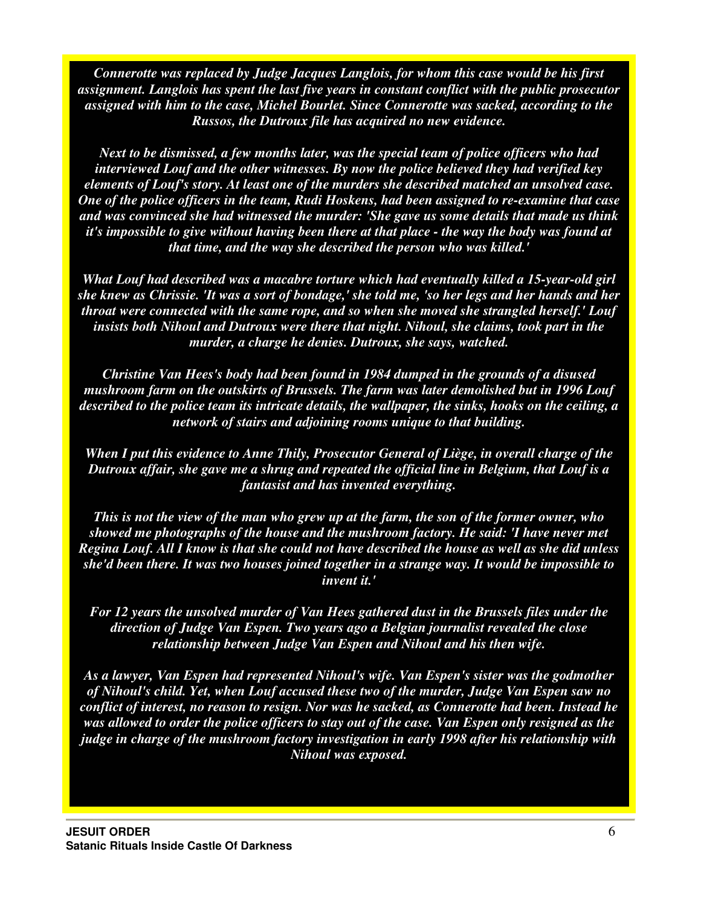***Connerotte was replaced by Judge Jacques Langlois, for whom this case would be his first assignment. Langlois has spent the last five years in constant conflict with the public prosecutor assigned with him to the case, Michel Bourlet. Since Connerotte was sacked, according to the Russos, the Dutroux file has acquired no new evidence.***

***Next to be dismissed, a few months later, was the special team of police officers who had interviewed Louf and the other witnesses. By now the police believed they had verified key elements of Louf's story. At least one of the murders she described matched an unsolved case. One of the police officers in the team, Rudi Hoskens, had been assigned to re-examine that case and was convinced she had witnessed the murder: 'She gave us some details that made us think it's impossible to give without having been there at that place - the way the body was found at that time, and the way she described the person who was killed.'***

***What Louf had described was a macabre torture which had eventually killed a 15-year-old girl she knew as Chrissie. 'It was a sort of bondage,' she told me, 'so her legs and her hands and her throat were connected with the same rope, and so when she moved she strangled herself.' Louf insists both Nihoul and Dutroux were there that night. Nihoul, she claims, took part in the murder, a charge he denies. Dutroux, she says, watched.***

***Christine Van Hees's body had been found in 1984 dumped in the grounds of a disused mushroom farm on the outskirts of Brussels. The farm was later demolished but in 1996 Louf described to the police team its intricate details, the wallpaper, the sinks, hooks on the ceiling, a network of stairs and adjoining rooms unique to that building.***

***When I put this evidence to Anne Thily, Prosecutor General of Liège, in overall charge of the Dutroux affair, she gave me a shrug and repeated the official line in Belgium, that Louf is a fantasist and has invented everything.***

***This is not the view of the man who grew up at the farm, the son of the former owner, who showed me photographs of the house and the mushroom factory. He said: 'I have never met Regina Louf. All I know is that she could not have described the house as well as she did unless she'd been there. It was two houses joined together in a strange way. It would be impossible to invent it.'***

***For 12 years the unsolved murder of Van Hees gathered dust in the Brussels files under the direction of Judge Van Espen. Two years ago a Belgian journalist revealed the close relationship between Judge Van Espen and Nihoul and his then wife.***

***As a lawyer, Van Espen had represented Nihoul's wife. Van Espen's sister was the godmother of Nihoul's child. Yet, when Louf accused these two of the murder, Judge Van Espen saw no conflict of interest, no reason to resign. Nor was he sacked, as Connerotte had been. Instead he was allowed to order the police officers to stay out of the case. Van Espen only resigned as the judge in charge of the mushroom factory investigation in early 1998 after his relationship with Nihoul was exposed.***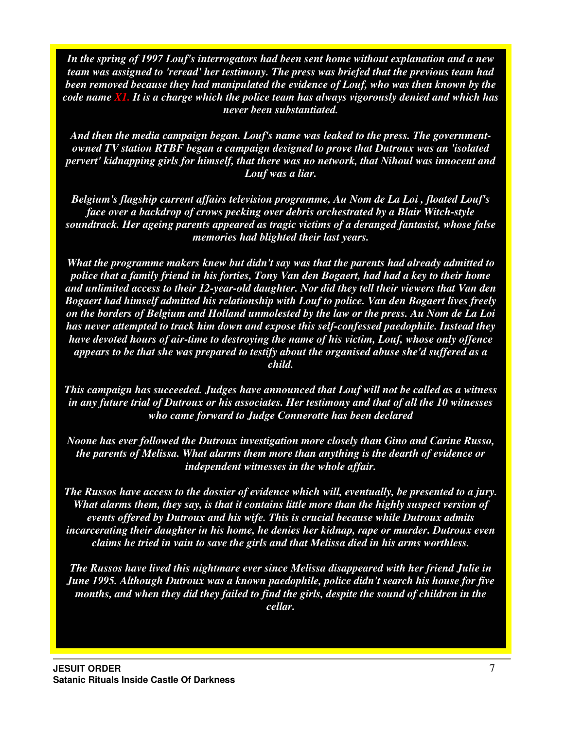*In the spring of 1997 Louf's interrogators had been sent home without explanation and a new team was assigned to 'reread' her testimony. The press was briefed that the previous team had been removed because they had manipulated the evidence of Louf, who was then known by the code name X1. It is a charge which the police team has always vigorously denied and which has never been substantiated.*

*And then the media campaign began. Louf's name was leaked to the press. The government-owned TV station RTBF began a campaign designed to prove that Dutroux was an 'isolated pervert' kidnapping girls for himself, that there was no network, that Nihoul was innocent and Louf was a liar.*

*Belgium's flagship current affairs television programme, Au Nom de La Loi , floated Louf's face over a backdrop of crows pecking over debris orchestrated by a Blair Witch-style soundtrack. Her ageing parents appeared as tragic victims of a deranged fantasist, whose false memories had blighted their last years.*

*What the programme makers knew but didn't say was that the parents had already admitted to police that a family friend in his forties, Tony Van den Bogaert, had had a key to their home and unlimited access to their 12-year-old daughter. Nor did they tell their viewers that Van den Bogaert had himself admitted his relationship with Louf to police. Van den Bogaert lives freely on the borders of Belgium and Holland unmolested by the law or the press. Au Nom de La Loi has never attempted to track him down and expose this self-confessed paedophile. Instead they have devoted hours of air-time to destroying the name of his victim, Louf, whose only offence appears to be that she was prepared to testify about the organised abuse she'd suffered as a child.*

*This campaign has succeeded. Judges have announced that Louf will not be called as a witness in any future trial of Dutroux or his associates. Her testimony and that of all the 10 witnesses who came forward to Judge Connerotte has been declared*

*Noone has ever followed the Dutroux investigation more closely than Gino and Carine Russo, the parents of Melissa. What alarms them more than anything is the dearth of evidence or independent witnesses in the whole affair.*

*The Russos have access to the dossier of evidence which will, eventually, be presented to a jury. What alarms them, they say, is that it contains little more than the highly suspect version of events offered by Dutroux and his wife. This is crucial because while Dutroux admits incarcerating their daughter in his home, he denies her kidnap, rape or murder. Dutroux even claims he tried in vain to save the girls and that Melissa died in his arms worthless.*

*The Russos have lived this nightmare ever since Melissa disappeared with her friend Julie in June 1995. Although Dutroux was a known paedophile, police didn't search his house for five months, and when they did they failed to find the girls, despite the sound of children in the cellar.*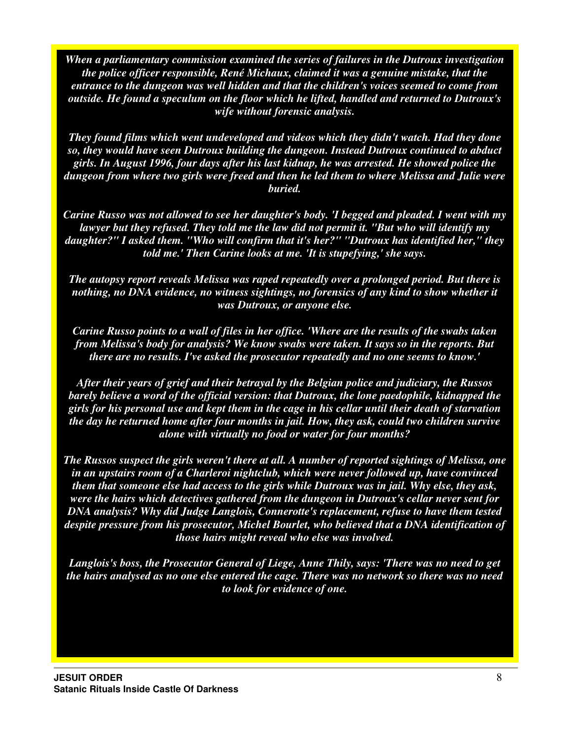*When a parliamentary commission examined the series of failures in the Dutroux investigation the police officer responsible, René Michaux, claimed it was a genuine mistake, that the entrance to the dungeon was well hidden and that the children's voices seemed to come from outside. He found a speculum on the floor which he lifted, handled and returned to Dutroux's wife without forensic analysis.*

*They found films which went undeveloped and videos which they didn't watch. Had they done so, they would have seen Dutroux building the dungeon. Instead Dutroux continued to abduct girls. In August 1996, four days after his last kidnap, he was arrested. He showed police the dungeon from where two girls were freed and then he led them to where Melissa and Julie were buried.*

*Carine Russo was not allowed to see her daughter's body. 'I begged and pleaded. I went with my lawyer but they refused. They told me the law did not permit it. "But who will identify my daughter?" I asked them. "Who will confirm that it's her?" "Dutroux has identified her," they told me.' Then Carine looks at me. 'It is stupefying,' she says.*

*The autopsy report reveals Melissa was raped repeatedly over a prolonged period. But there is nothing, no DNA evidence, no witness sightings, no forensics of any kind to show whether it was Dutroux, or anyone else.*

*Carine Russo points to a wall of files in her office. 'Where are the results of the swabs taken from Melissa's body for analysis? We know swabs were taken. It says so in the reports. But there are no results. I've asked the prosecutor repeatedly and no one seems to know.'*

*After their years of grief and their betrayal by the Belgian police and judiciary, the Russos barely believe a word of the official version: that Dutroux, the lone paedophile, kidnapped the girls for his personal use and kept them in the cage in his cellar until their death of starvation the day he returned home after four months in jail. How, they ask, could two children survive alone with virtually no food or water for four months?*

*The Russos suspect the girls weren't there at all. A number of reported sightings of Melissa, one in an upstairs room of a Charleroi nightclub, which were never followed up, have convinced them that someone else had access to the girls while Dutroux was in jail. Why else, they ask, were the hairs which detectives gathered from the dungeon in Dutroux's cellar never sent for DNA analysis? Why did Judge Langlois, Connerotte's replacement, refuse to have them tested despite pressure from his prosecutor, Michel Bourlet, who believed that a DNA identification of those hairs might reveal who else was involved.*

*Langlois's boss, the Prosecutor General of Liege, Anne Thily, says: 'There was no need to get the hairs analysed as no one else entered the cage. There was no network so there was no need to look for evidence of one.*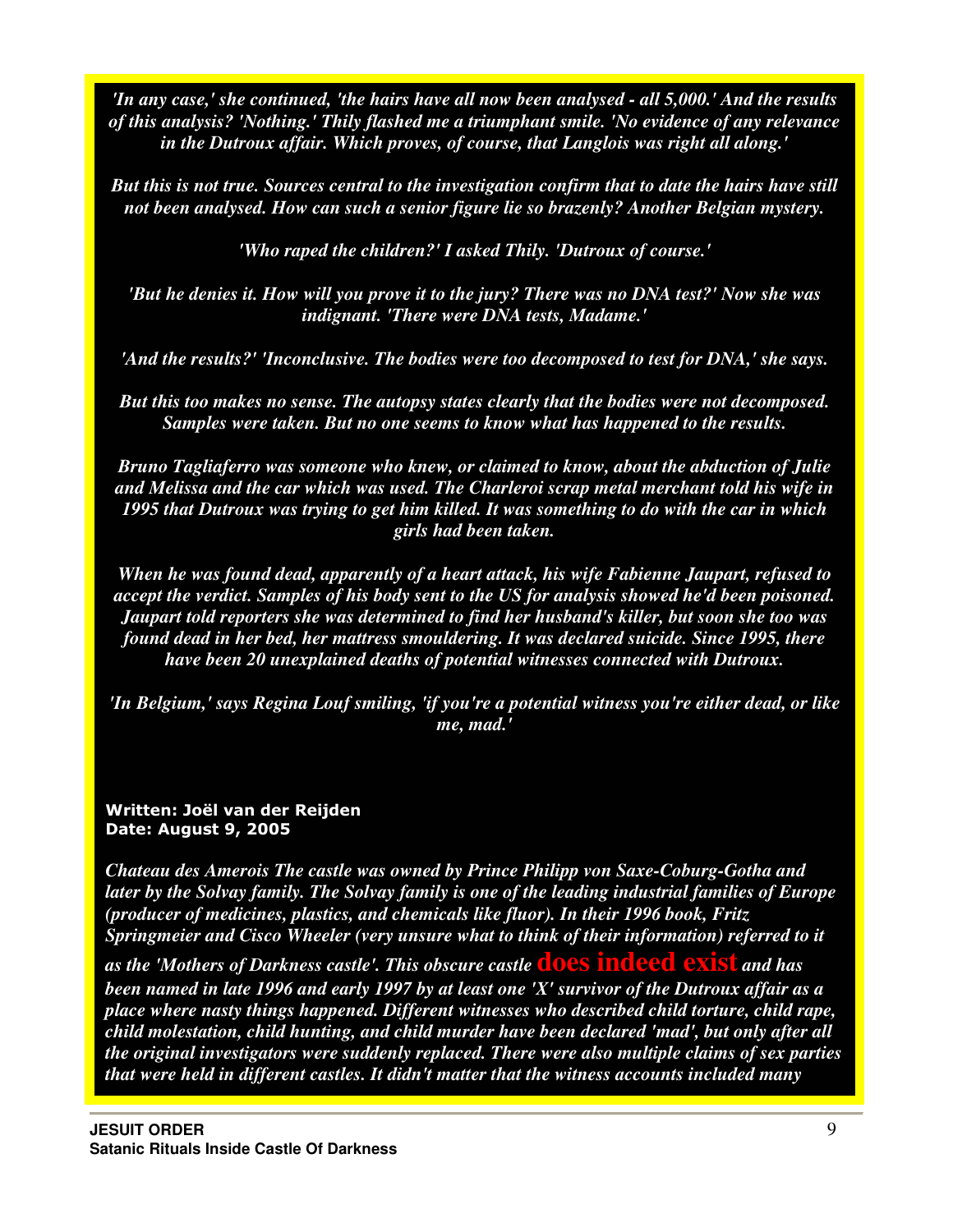*'In any case,' she continued, 'the hairs have all now been analysed - all 5,000.' And the results of this analysis? 'Nothing.' Thily flashed me a triumphant smile. 'No evidence of any relevance in the Dutroux affair. Which proves, of course, that Langlois was right all along.'*

*But this is not true. Sources central to the investigation confirm that to date the hairs have still not been analysed. How can such a senior figure lie so brazenly? Another Belgian mystery.*

*'Who raped the children?' I asked Thily. 'Dutroux of course.'*

*'But he denies it. How will you prove it to the jury? There was no DNA test?' Now she was indignant. 'There were DNA tests, Madame.'*

*'And the results?' 'Inconclusive. The bodies were too decomposed to test for DNA,' she says.*

*But this too makes no sense. The autopsy states clearly that the bodies were not decomposed. Samples were taken. But no one seems to know what has happened to the results.*

*Bruno Tagliaferro was someone who knew, or claimed to know, about the abduction of Julie and Melissa and the car which was used. The Charleroi scrap metal merchant told his wife in 1995 that Dutroux was trying to get him killed. It was something to do with the car in which girls had been taken.*

*When he was found dead, apparently of a heart attack, his wife Fabienne Jaupart, refused to accept the verdict. Samples of his body sent to the US for analysis showed he'd been poisoned. Jaupart told reporters she was determined to find her husband's killer, but soon she too was found dead in her bed, her mattress smouldering. It was declared suicide. Since 1995, there have been 20 unexplained deaths of potential witnesses connected with Dutroux.*

*'In Belgium,' says Regina Louf smiling, 'if you're a potential witness you're either dead, or like me, mad.'*

**Written: Joël van der Reijden**
**Date: August 9, 2005**

*Chateau des Amerois The castle was owned by Prince Philipp von Saxe-Coburg-Gotha and later by the Solvay family. The Solvay family is one of the leading industrial families of Europe (producer of medicines, plastics, and chemicals like fluor). In their 1996 book, Fritz Springmeier and Cisco Wheeler (very unsure what to think of their information) referred to it as the 'Mothers of Darkness castle'. This obscure castle* **does indeed exist** *and has been named in late 1996 and early 1997 by at least one 'X' survivor of the Dutroux affair as a place where nasty things happened. Different witnesses who described child torture, child rape, child molestation, child hunting, and child murder have been declared 'mad', but only after all the original investigators were suddenly replaced. There were also multiple claims of sex parties that were held in different castles. It didn't matter that the witness accounts included many*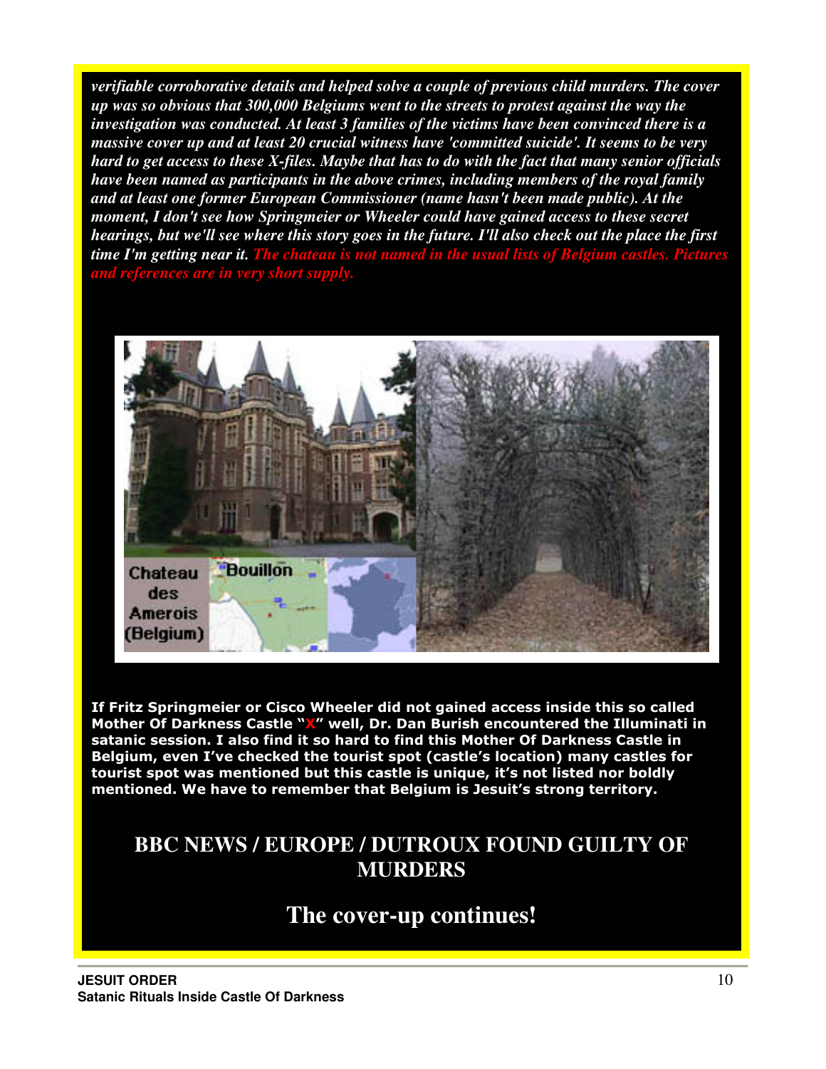*verifiable corroborative details and helped solve a couple of previous child murders. The cover up was so obvious that 300,000 Belgiums went to the streets to protest against the way the investigation was conducted. At least 3 families of the victims have been convinced there is a massive cover up and at least 20 crucial witness have 'committed suicide'. It seems to be very hard to get access to these X-files. Maybe that has to do with the fact that many senior officials have been named as participants in the above crimes, including members of the royal family and at least one former European Commissioner (name hasn't been made public). At the moment, I don't see how Springmeier or Wheeler could have gained access to these secret hearings, but we'll see where this story goes in the future. I'll also check out the place the first time I'm getting near it. The chateau is not named in the usual lists of Belgium castles. Pictures and references are in very short supply.*

Chateau des Amerois (Belgium)

Bouillon

**If Fritz Springmeier or Cisco Wheeler did not gained access inside this so called Mother Of Darkness Castle "X" well, Dr. Dan Burish encountered the Illuminati in satanic session. I also find it so hard to find this Mother Of Darkness Castle in Belgium, even I've checked the tourist spot (castle's location) many castles for tourist spot was mentioned but this castle is unique, it's not listed nor boldly mentioned. We have to remember that Belgium is Jesuit's strong territory.**

## BBC NEWS / EUROPE / DUTROUX FOUND GUILTY OF MURDERS

## The cover-up continues!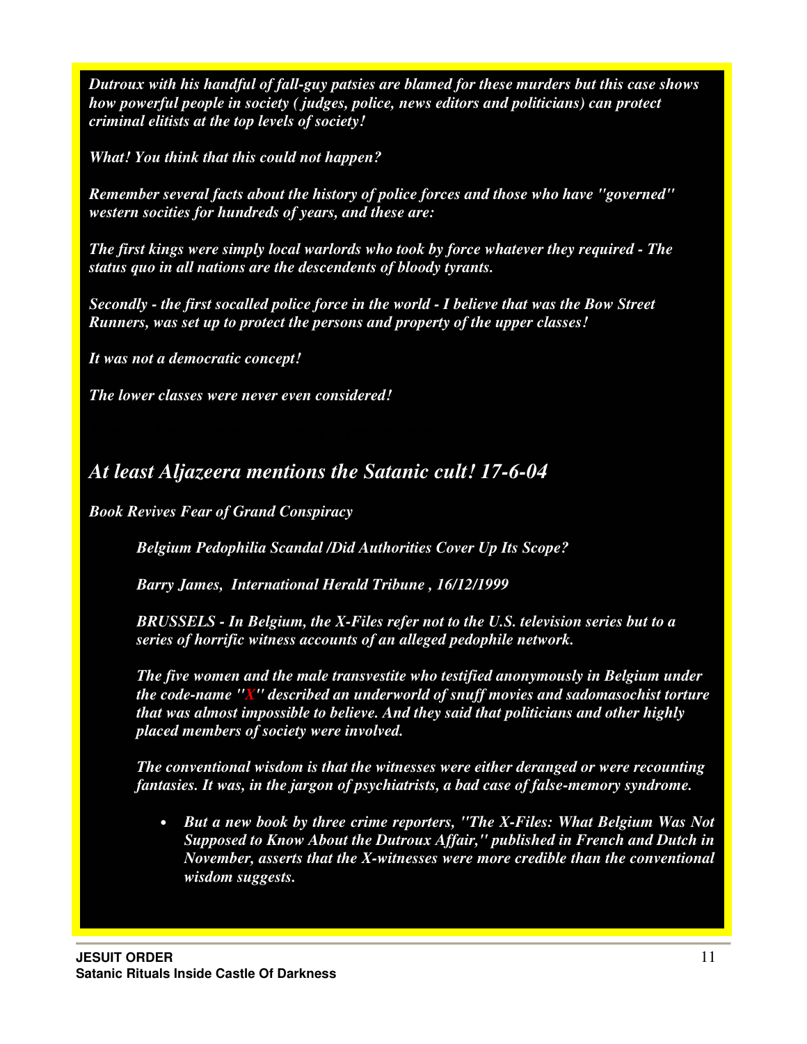*Dutroux with his handful of fall-guy patsies are blamed for these murders but this case shows how powerful people in society ( judges, police, news editors and politicians) can protect criminal elitists at the top levels of society!*

*What! You think that this could not happen?*

*Remember several facts about the history of police forces and those who have "governed" western socities for hundreds of years, and these are:*

*The first kings were simply local warlords who took by force whatever they required - The status quo in all nations are the descendents of bloody tyrants.*

*Secondly - the first socalled police force in the world - I believe that was the Bow Street Runners, was set up to protect the persons and property of the upper classes!*

*It was not a democratic concept!*

*The lower classes were never even considered!*

## *At least Aljazeera mentions the Satanic cult! 17-6-04*

***Book Revives Fear of Grand Conspiracy***

> ***Belgium Pedophilia Scandal /Did Authorities Cover Up Its Scope?***
>
> ***Barry James, International Herald Tribune , 16/12/1999***
>
> ***BRUSSELS - In Belgium, the X-Files refer not to the U.S. television series but to a series of horrific witness accounts of an alleged pedophile network.***
>
> ***The five women and the male transvestite who testified anonymously in Belgium under the code-name "X" described an underworld of snuff movies and sadomasochist torture that was almost impossible to believe. And they said that politicians and other highly placed members of society were involved.***
>
> ***The conventional wisdom is that the witnesses were either deranged or were recounting fantasies. It was, in the jargon of psychiatrists, a bad case of false-memory syndrome.***
>
> - ***But a new book by three crime reporters, "The X-Files: What Belgium Was Not Supposed to Know About the Dutroux Affair," published in French and Dutch in November, asserts that the X-witnesses were more credible than the conventional wisdom suggests.***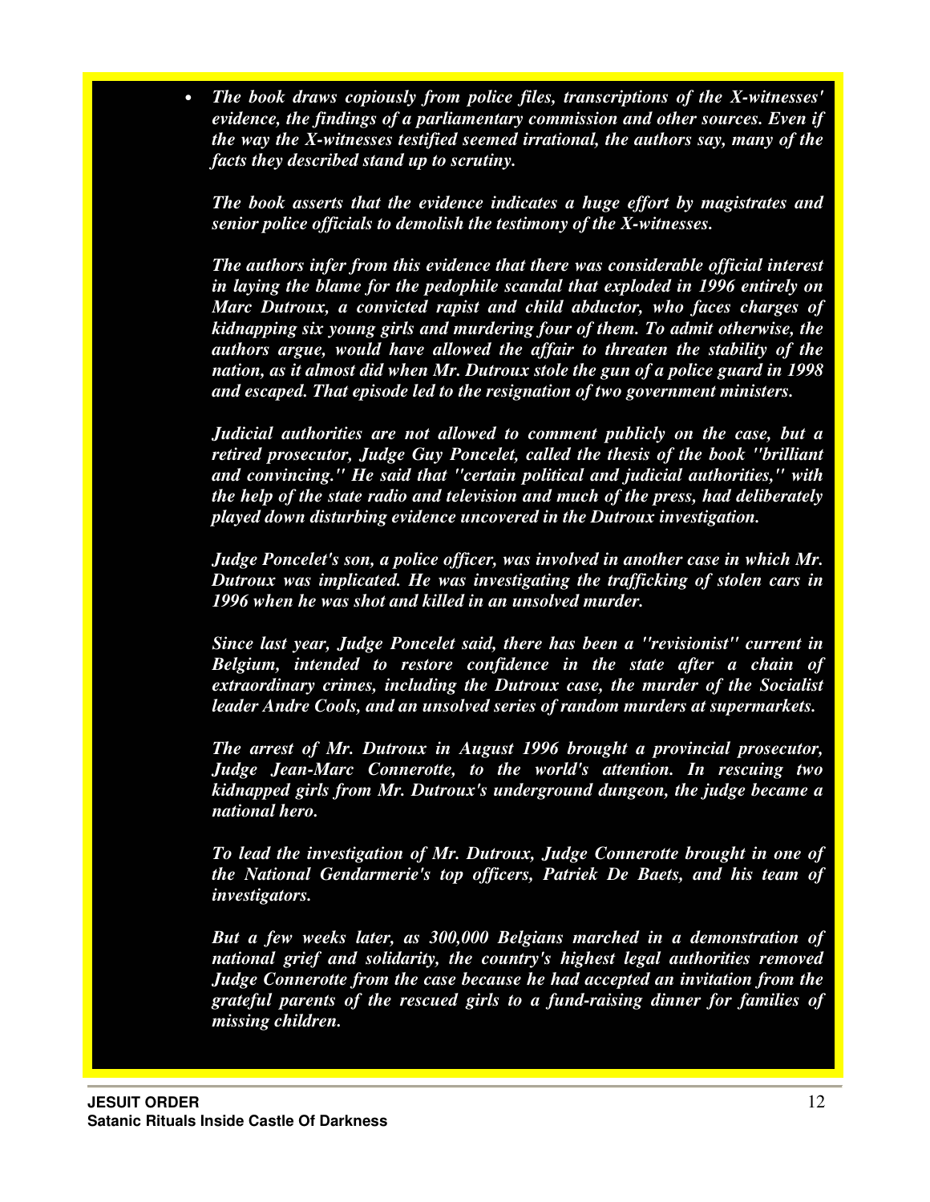- *The book draws copiously from police files, transcriptions of the X-witnesses' evidence, the findings of a parliamentary commission and other sources. Even if the way the X-witnesses testified seemed irrational, the authors say, many of the facts they described stand up to scrutiny.*

  *The book asserts that the evidence indicates a huge effort by magistrates and senior police officials to demolish the testimony of the X-witnesses.*

  *The authors infer from this evidence that there was considerable official interest in laying the blame for the pedophile scandal that exploded in 1996 entirely on Marc Dutroux, a convicted rapist and child abductor, who faces charges of kidnapping six young girls and murdering four of them. To admit otherwise, the authors argue, would have allowed the affair to threaten the stability of the nation, as it almost did when Mr. Dutroux stole the gun of a police guard in 1998 and escaped. That episode led to the resignation of two government ministers.*

  *Judicial authorities are not allowed to comment publicly on the case, but a retired prosecutor, Judge Guy Poncelet, called the thesis of the book ''brilliant and convincing.'' He said that ''certain political and judicial authorities,'' with the help of the state radio and television and much of the press, had deliberately played down disturbing evidence uncovered in the Dutroux investigation.*

  *Judge Poncelet's son, a police officer, was involved in another case in which Mr. Dutroux was implicated. He was investigating the trafficking of stolen cars in 1996 when he was shot and killed in an unsolved murder.*

  *Since last year, Judge Poncelet said, there has been a ''revisionist'' current in Belgium, intended to restore confidence in the state after a chain of extraordinary crimes, including the Dutroux case, the murder of the Socialist leader Andre Cools, and an unsolved series of random murders at supermarkets.*

  *The arrest of Mr. Dutroux in August 1996 brought a provincial prosecutor, Judge Jean-Marc Connerotte, to the world's attention. In rescuing two kidnapped girls from Mr. Dutroux's underground dungeon, the judge became a national hero.*

  *To lead the investigation of Mr. Dutroux, Judge Connerotte brought in one of the National Gendarmerie's top officers, Patriek De Baets, and his team of investigators.*

  *But a few weeks later, as 300,000 Belgians marched in a demonstration of national grief and solidarity, the country's highest legal authorities removed Judge Connerotte from the case because he had accepted an invitation from the grateful parents of the rescued girls to a fund-raising dinner for families of missing children.*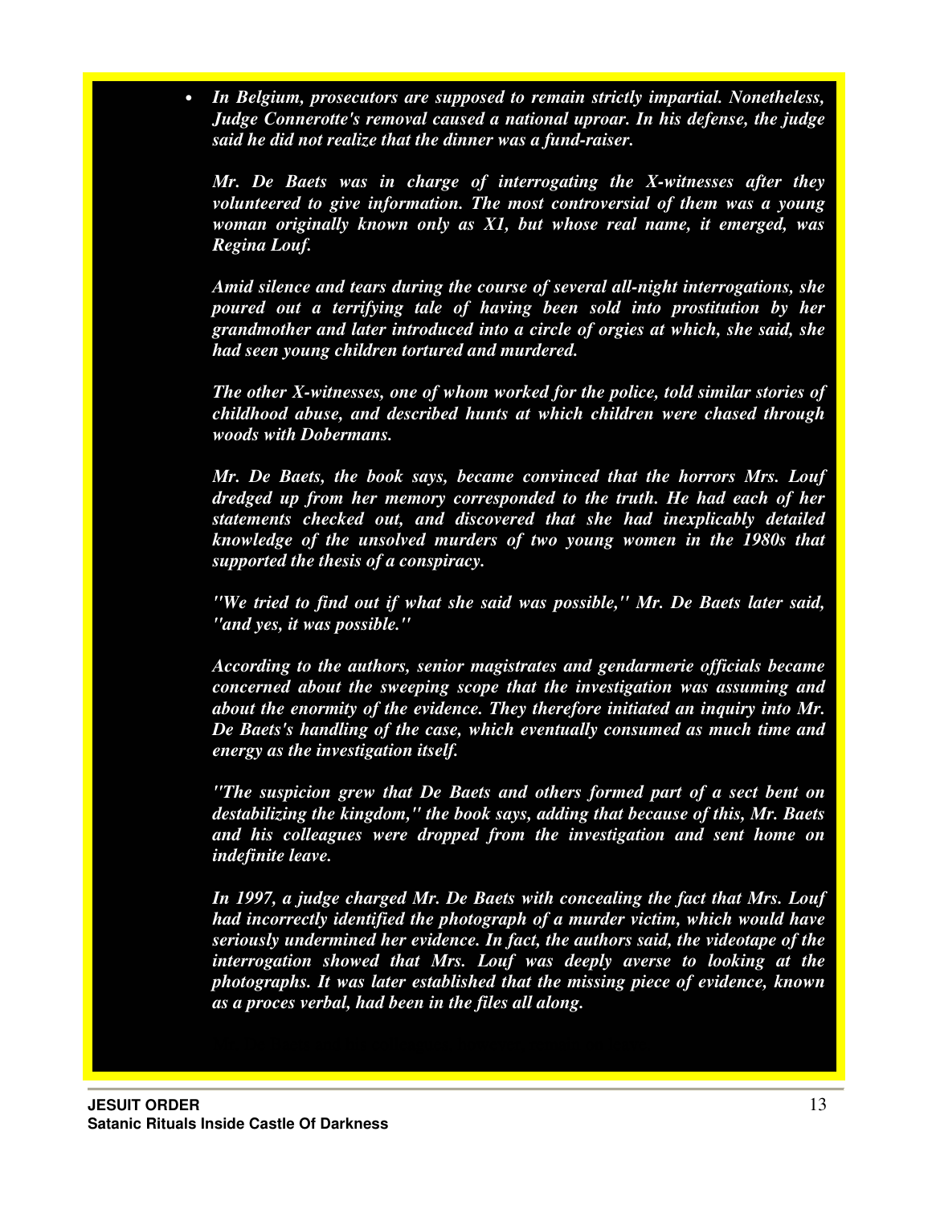- *In Belgium, prosecutors are supposed to remain strictly impartial. Nonetheless, Judge Connerotte's removal caused a national uproar. In his defense, the judge said he did not realize that the dinner was a fund-raiser.*

  *Mr. De Baets was in charge of interrogating the X-witnesses after they volunteered to give information. The most controversial of them was a young woman originally known only as X1, but whose real name, it emerged, was Regina Louf.*

  *Amid silence and tears during the course of several all-night interrogations, she poured out a terrifying tale of having been sold into prostitution by her grandmother and later introduced into a circle of orgies at which, she said, she had seen young children tortured and murdered.*

  *The other X-witnesses, one of whom worked for the police, told similar stories of childhood abuse, and described hunts at which children were chased through woods with Dobermans.*

  *Mr. De Baets, the book says, became convinced that the horrors Mrs. Louf dredged up from her memory corresponded to the truth. He had each of her statements checked out, and discovered that she had inexplicably detailed knowledge of the unsolved murders of two young women in the 1980s that supported the thesis of a conspiracy.*

  *''We tried to find out if what she said was possible,'' Mr. De Baets later said, ''and yes, it was possible.''*

  *According to the authors, senior magistrates and gendarmerie officials became concerned about the sweeping scope that the investigation was assuming and about the enormity of the evidence. They therefore initiated an inquiry into Mr. De Baets's handling of the case, which eventually consumed as much time and energy as the investigation itself.*

  *''The suspicion grew that De Baets and others formed part of a sect bent on destabilizing the kingdom,'' the book says, adding that because of this, Mr. Baets and his colleagues were dropped from the investigation and sent home on indefinite leave.*

  *In 1997, a judge charged Mr. De Baets with concealing the fact that Mrs. Louf had incorrectly identified the photograph of a murder victim, which would have seriously undermined her evidence. In fact, the authors said, the videotape of the interrogation showed that Mrs. Louf was deeply averse to looking at the photographs. It was later established that the missing piece of evidence, known as a proces verbal, had been in the files all along.*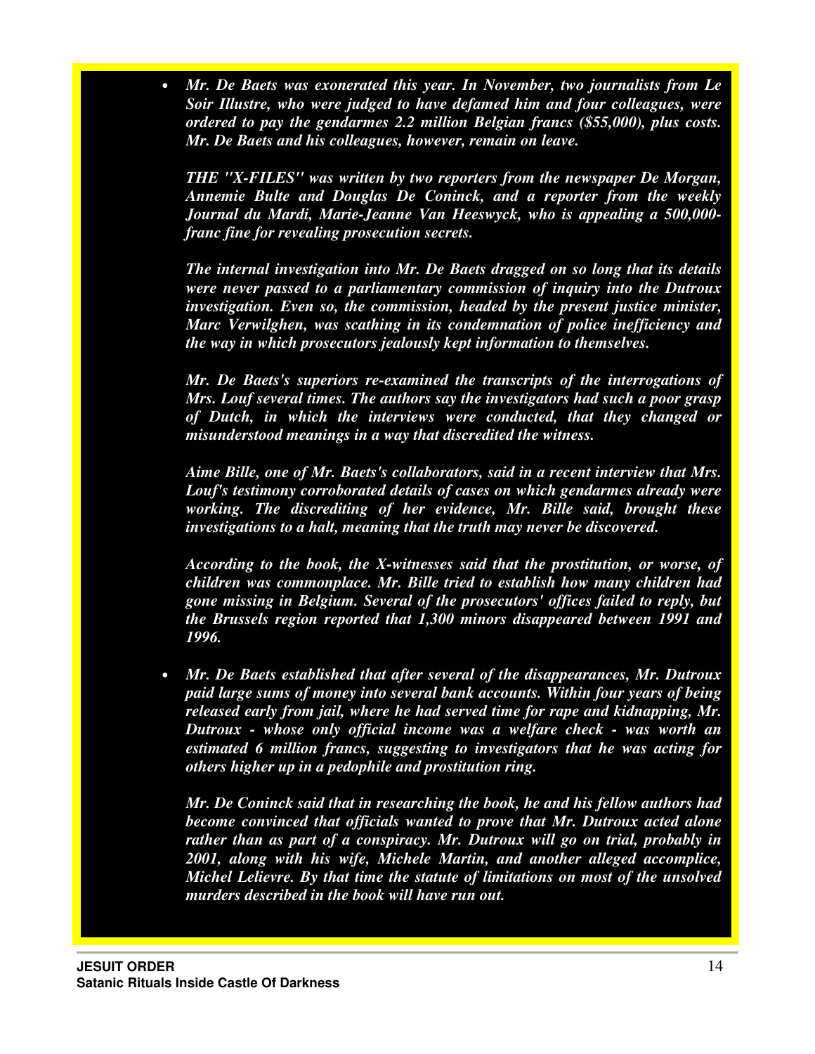- ***Mr. De Baets was exonerated this year. In November, two journalists from Le Soir Illustre, who were judged to have defamed him and four colleagues, were ordered to pay the gendarmes 2.2 million Belgian francs ($55,000), plus costs. Mr. De Baets and his colleagues, however, remain on leave.***

  ***THE "X-FILES" was written by two reporters from the newspaper De Morgan, Annemie Bulte and Douglas De Coninck, and a reporter from the weekly Journal du Mardi, Marie-Jeanne Van Heeswyck, who is appealing a 500,000-franc fine for revealing prosecution secrets.***

  ***The internal investigation into Mr. De Baets dragged on so long that its details were never passed to a parliamentary commission of inquiry into the Dutroux investigation. Even so, the commission, headed by the present justice minister, Marc Verwilghen, was scathing in its condemnation of police inefficiency and the way in which prosecutors jealously kept information to themselves.***

  ***Mr. De Baets's superiors re-examined the transcripts of the interrogations of Mrs. Louf several times. The authors say the investigators had such a poor grasp of Dutch, in which the interviews were conducted, that they changed or misunderstood meanings in a way that discredited the witness.***

  ***Aime Bille, one of Mr. Baets's collaborators, said in a recent interview that Mrs. Louf's testimony corroborated details of cases on which gendarmes already were working. The discrediting of her evidence, Mr. Bille said, brought these investigations to a halt, meaning that the truth may never be discovered.***

  ***According to the book, the X-witnesses said that the prostitution, or worse, of children was commonplace. Mr. Bille tried to establish how many children had gone missing in Belgium. Several of the prosecutors' offices failed to reply, but the Brussels region reported that 1,300 minors disappeared between 1991 and 1996.***

- ***Mr. De Baets established that after several of the disappearances, Mr. Dutroux paid large sums of money into several bank accounts. Within four years of being released early from jail, where he had served time for rape and kidnapping, Mr. Dutroux - whose only official income was a welfare check - was worth an estimated 6 million francs, suggesting to investigators that he was acting for others higher up in a pedophile and prostitution ring.***

  ***Mr. De Coninck said that in researching the book, he and his fellow authors had become convinced that officials wanted to prove that Mr. Dutroux acted alone rather than as part of a conspiracy. Mr. Dutroux will go on trial, probably in 2001, along with his wife, Michele Martin, and another alleged accomplice, Michel Lelievre. By that time the statute of limitations on most of the unsolved murders described in the book will have run out.***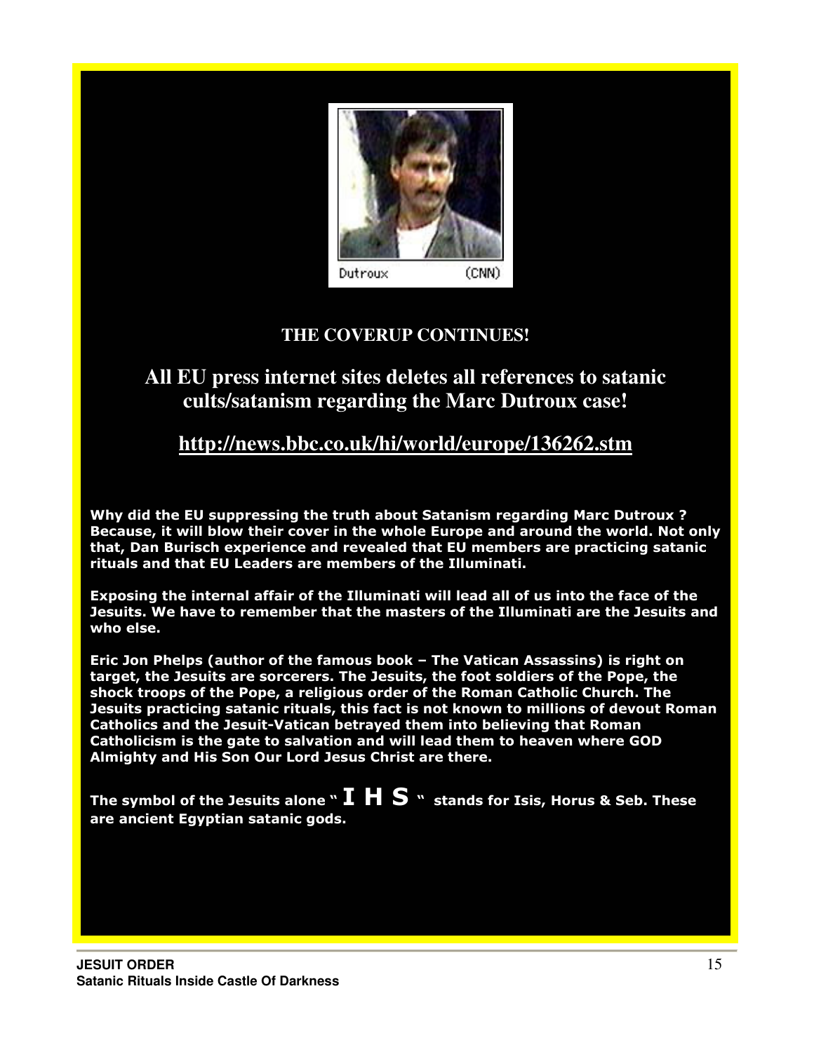Dutroux (CNN)

**THE COVERUP CONTINUES!**

## All EU press internet sites deletes all references to satanic cults/satanism regarding the Marc Dutroux case!

## http://news.bbc.co.uk/hi/world/europe/136262.stm

**Why did the EU suppressing the truth about Satanism regarding Marc Dutroux ? Because, it will blow their cover in the whole Europe and around the world. Not only that, Dan Burisch experience and revealed that EU members are practicing satanic rituals and that EU Leaders are members of the Illuminati.**

**Exposing the internal affair of the Illuminati will lead all of us into the face of the Jesuits. We have to remember that the masters of the Illuminati are the Jesuits and who else.**

**Eric Jon Phelps (author of the famous book – The Vatican Assassins) is right on target, the Jesuits are sorcerers. The Jesuits, the foot soldiers of the Pope, the shock troops of the Pope, a religious order of the Roman Catholic Church. The Jesuits practicing satanic rituals, this fact is not known to millions of devout Roman Catholics and the Jesuit-Vatican betrayed them into believing that Roman Catholicism is the gate to salvation and will lead them to heaven where GOD Almighty and His Son Our Lord Jesus Christ are there.**

**The symbol of the Jesuits alone " I H S " stands for Isis, Horus & Seb. These are ancient Egyptian satanic gods.**